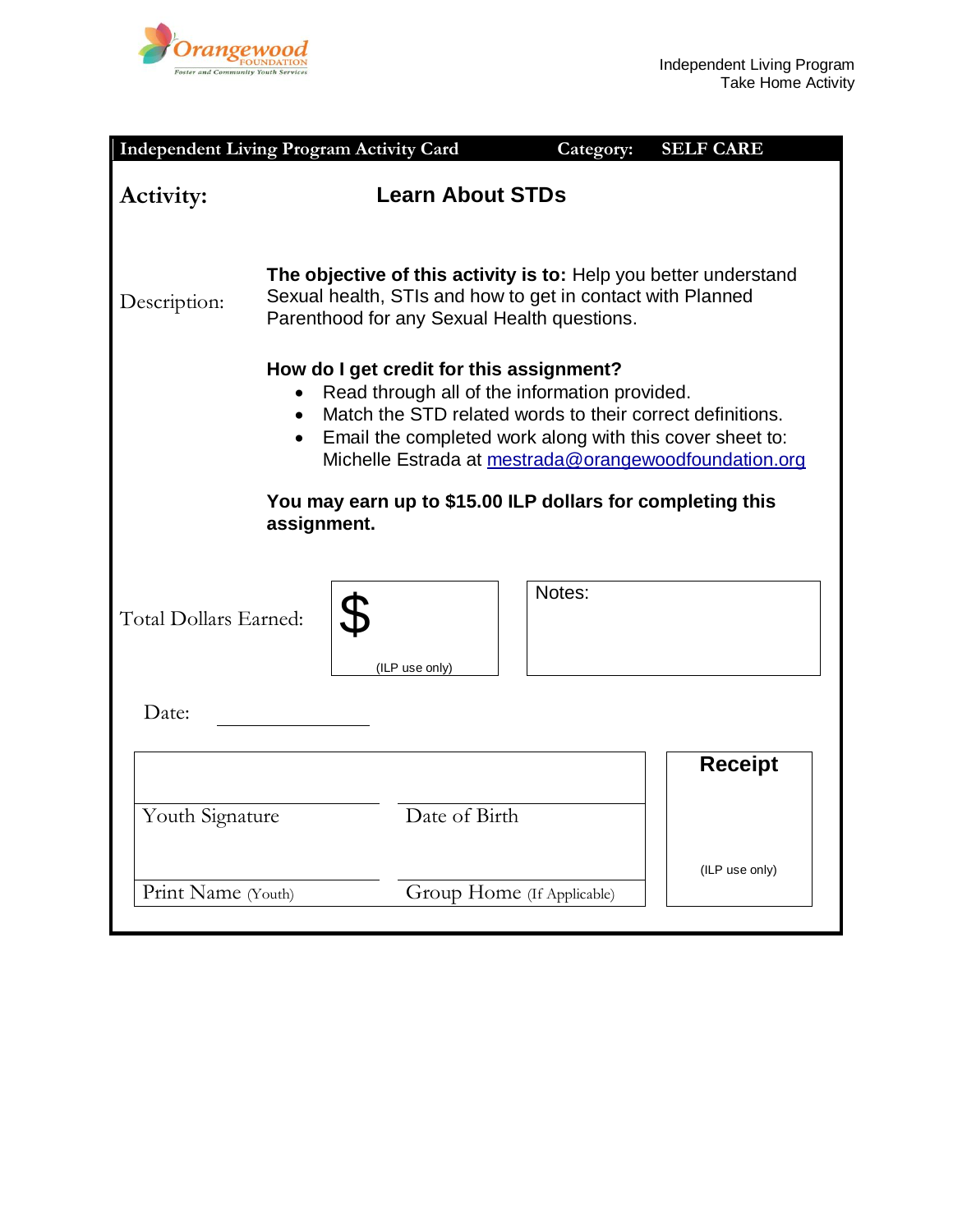Orangewood FOUNDATION
Foster and Community Youth Services

Independent Living Program
Take Home Activity

**Independent Living Program Activity Card** **Category: SELF CARE**

## Activity: Learn About STDs

Description:

**The objective of this activity is to:** Help you better understand Sexual health, STIs and how to get in contact with Planned Parenthood for any Sexual Health questions.

**How do I get credit for this assignment?**

- Read through all of the information provided.
- Match the STD related words to their correct definitions.
- Email the completed work along with this cover sheet to: Michelle Estrada at mestrada@orangewoodfoundation.org

**You may earn up to $15.00 ILP dollars for completing this assignment.**

Total Dollars Earned: $ (ILP use only)

Notes:

Date: ____________

| | | |
|---|---|---|
| Youth Signature | Date of Birth | **Receipt** |
| Print Name (Youth) | Group Home (If Applicable) | (ILP use only) |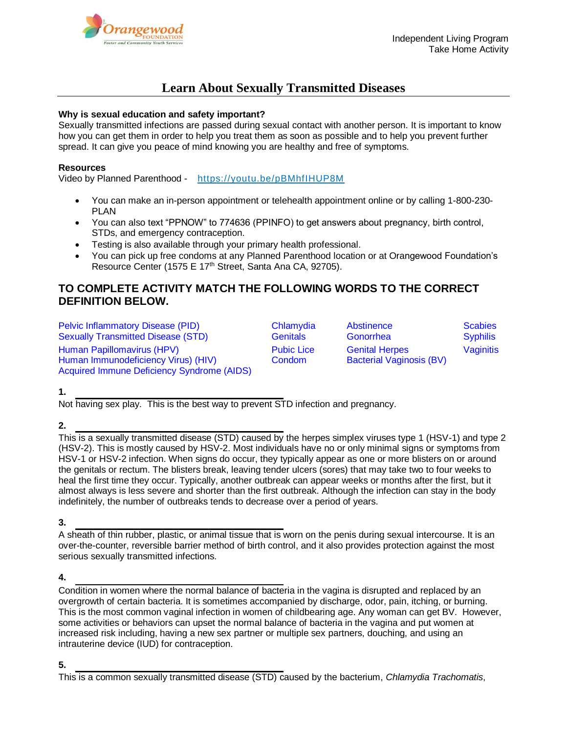Independent Living Program
Take Home Activity

# Learn About Sexually Transmitted Diseases

**Why is sexual education and safety important?**
Sexually transmitted infections are passed during sexual contact with another person. It is important to know how you can get them in order to help you treat them as soon as possible and to help you prevent further spread. It can give you peace of mind knowing you are healthy and free of symptoms.

**Resources**
Video by Planned Parenthood - https://youtu.be/pBMhfIHUP8M

- You can make an in-person appointment or telehealth appointment online or by calling 1-800-230-PLAN
- You can also text "PPNOW" to 774636 (PPINFO) to get answers about pregnancy, birth control, STDs, and emergency contraception.
- Testing is also available through your primary health professional.
- You can pick up free condoms at any Planned Parenthood location or at Orangewood Foundation's Resource Center (1575 E 17th Street, Santa Ana CA, 92705).

## TO COMPLETE ACTIVITY MATCH THE FOLLOWING WORDS TO THE CORRECT DEFINITION BELOW.

Pelvic Inflammatory Disease (PID)
Sexually Transmitted Disease (STD)
Human Papillomavirus (HPV)
Human Immunodeficiency Virus) (HIV)
Acquired Immune Deficiency Syndrome (AIDS)
Chlamydia
Genitals
Pubic Lice
Condom
Abstinence
Gonorrhea
Genital Herpes
Bacterial Vaginosis (BV)
Scabies
Syphilis
Vaginitis

**1.** ________________________________
Not having sex play. This is the best way to prevent STD infection and pregnancy.

**2.** ________________________________
This is a sexually transmitted disease (STD) caused by the herpes simplex viruses type 1 (HSV-1) and type 2 (HSV-2). This is mostly caused by HSV-2. Most individuals have no or only minimal signs or symptoms from HSV-1 or HSV-2 infection. When signs do occur, they typically appear as one or more blisters on or around the genitals or rectum. The blisters break, leaving tender ulcers (sores) that may take two to four weeks to heal the first time they occur. Typically, another outbreak can appear weeks or months after the first, but it almost always is less severe and shorter than the first outbreak. Although the infection can stay in the body indefinitely, the number of outbreaks tends to decrease over a period of years.

**3.** ________________________________
A sheath of thin rubber, plastic, or animal tissue that is worn on the penis during sexual intercourse. It is an over-the-counter, reversible barrier method of birth control, and it also provides protection against the most serious sexually transmitted infections.

**4.** ________________________________
Condition in women where the normal balance of bacteria in the vagina is disrupted and replaced by an overgrowth of certain bacteria. It is sometimes accompanied by discharge, odor, pain, itching, or burning. This is the most common vaginal infection in women of childbearing age. Any woman can get BV. However, some activities or behaviors can upset the normal balance of bacteria in the vagina and put women at increased risk including, having a new sex partner or multiple sex partners, douching, and using an intrauterine device (IUD) for contraception.

**5.** ________________________________
This is a common sexually transmitted disease (STD) caused by the bacterium, *Chlamydia Trachomatis*,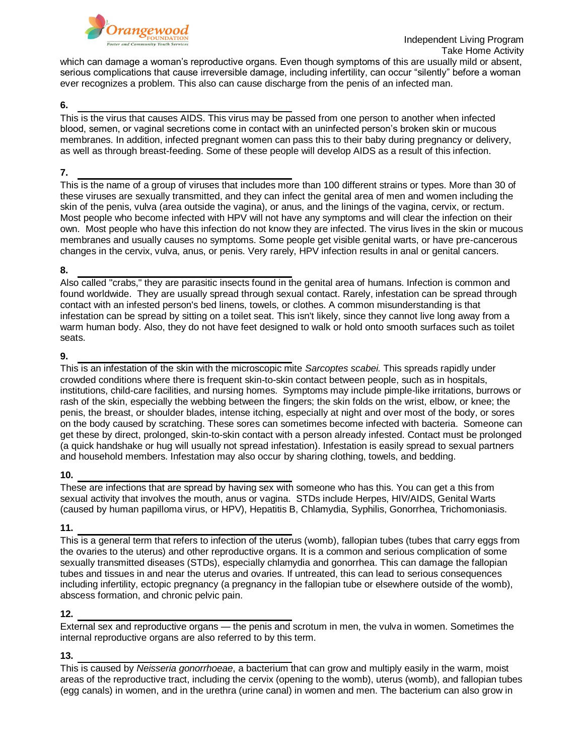which can damage a woman's reproductive organs. Even though symptoms of this are usually mild or absent, serious complications that cause irreversible damage, including infertility, can occur "silently" before a woman ever recognizes a problem. This also can cause discharge from the penis of an infected man.

**6.** ______________________________

This is the virus that causes AIDS. This virus may be passed from one person to another when infected blood, semen, or vaginal secretions come in contact with an uninfected person's broken skin or mucous membranes. In addition, infected pregnant women can pass this to their baby during pregnancy or delivery, as well as through breast-feeding. Some of these people will develop AIDS as a result of this infection.

**7.** ______________________________

This is the name of a group of viruses that includes more than 100 different strains or types. More than 30 of these viruses are sexually transmitted, and they can infect the genital area of men and women including the skin of the penis, vulva (area outside the vagina), or anus, and the linings of the vagina, cervix, or rectum. Most people who become infected with HPV will not have any symptoms and will clear the infection on their own. Most people who have this infection do not know they are infected. The virus lives in the skin or mucous membranes and usually causes no symptoms. Some people get visible genital warts, or have pre-cancerous changes in the cervix, vulva, anus, or penis. Very rarely, HPV infection results in anal or genital cancers.

**8.** ______________________________

Also called "crabs," they are parasitic insects found in the genital area of humans. Infection is common and found worldwide. They are usually spread through sexual contact. Rarely, infestation can be spread through contact with an infested person's bed linens, towels, or clothes. A common misunderstanding is that infestation can be spread by sitting on a toilet seat. This isn't likely, since they cannot live long away from a warm human body. Also, they do not have feet designed to walk or hold onto smooth surfaces such as toilet seats.

**9.** ______________________________

This is an infestation of the skin with the microscopic mite *Sarcoptes scabei.* This spreads rapidly under crowded conditions where there is frequent skin-to-skin contact between people, such as in hospitals, institutions, child-care facilities, and nursing homes. Symptoms may include pimple-like irritations, burrows or rash of the skin, especially the webbing between the fingers; the skin folds on the wrist, elbow, or knee; the penis, the breast, or shoulder blades, intense itching, especially at night and over most of the body, or sores on the body caused by scratching. These sores can sometimes become infected with bacteria. Someone can get these by direct, prolonged, skin-to-skin contact with a person already infested. Contact must be prolonged (a quick handshake or hug will usually not spread infestation). Infestation is easily spread to sexual partners and household members. Infestation may also occur by sharing clothing, towels, and bedding.

**10.** ______________________________

These are infections that are spread by having sex with someone who has this. You can get a this from sexual activity that involves the mouth, anus or vagina. STDs include Herpes, HIV/AIDS, Genital Warts (caused by human papilloma virus, or HPV), Hepatitis B, Chlamydia, Syphilis, Gonorrhea, Trichomoniasis.

**11.** ______________________________

This is a general term that refers to infection of the uterus (womb), fallopian tubes (tubes that carry eggs from the ovaries to the uterus) and other reproductive organs. It is a common and serious complication of some sexually transmitted diseases (STDs), especially chlamydia and gonorrhea. This can damage the fallopian tubes and tissues in and near the uterus and ovaries. If untreated, this can lead to serious consequences including infertility, ectopic pregnancy (a pregnancy in the fallopian tube or elsewhere outside of the womb), abscess formation, and chronic pelvic pain.

**12.** ______________________________

External sex and reproductive organs — the penis and scrotum in men, the vulva in women. Sometimes the internal reproductive organs are also referred to by this term.

**13.** ______________________________

This is caused by *Neisseria gonorrhoeae*, a bacterium that can grow and multiply easily in the warm, moist areas of the reproductive tract, including the cervix (opening to the womb), uterus (womb), and fallopian tubes (egg canals) in women, and in the urethra (urine canal) in women and men. The bacterium can also grow in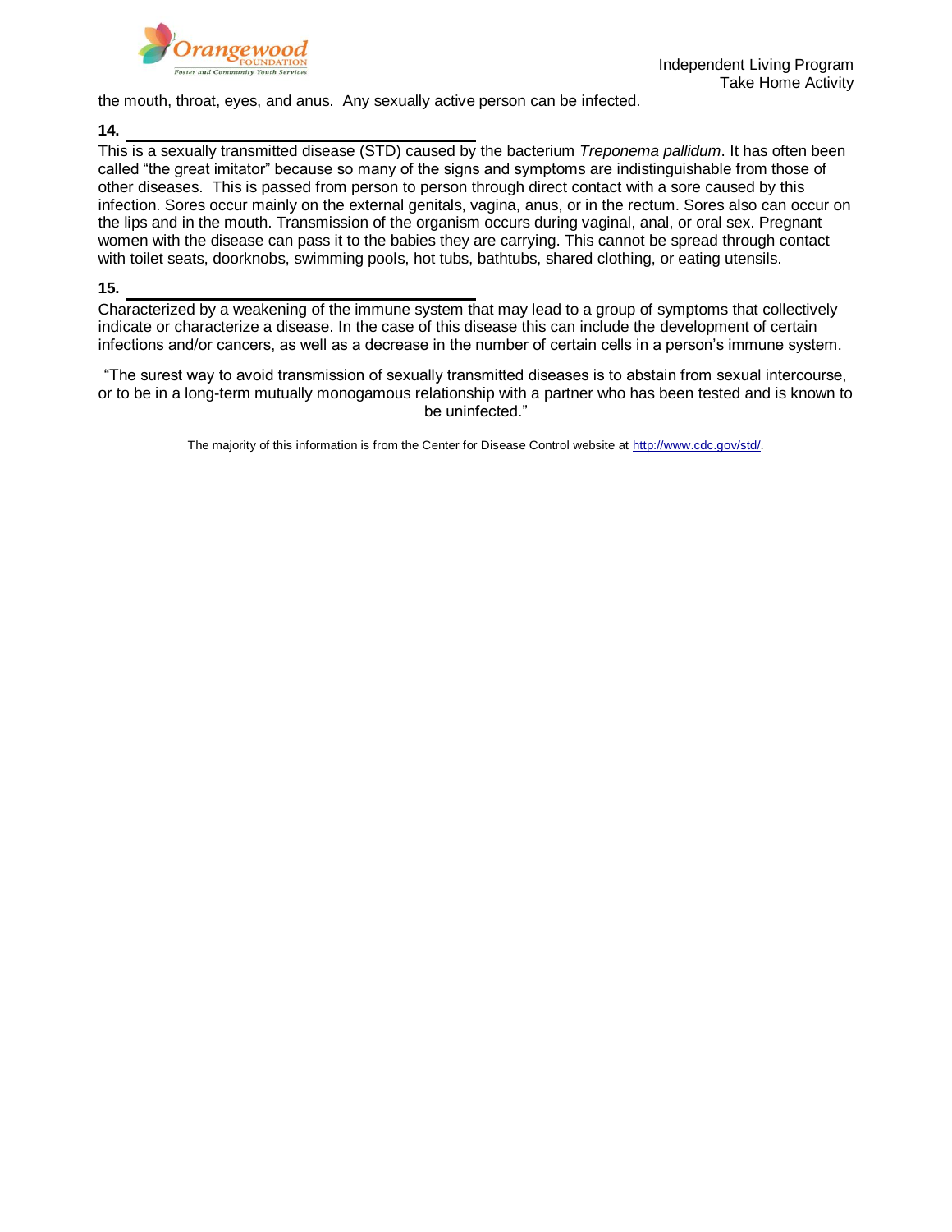the mouth, throat, eyes, and anus.  Any sexually active person can be infected.

**14. ________________________________**

This is a sexually transmitted disease (STD) caused by the bacterium *Treponema pallidum*. It has often been called “the great imitator” because so many of the signs and symptoms are indistinguishable from those of other diseases.  This is passed from person to person through direct contact with a sore caused by this infection. Sores occur mainly on the external genitals, vagina, anus, or in the rectum. Sores also can occur on the lips and in the mouth. Transmission of the organism occurs during vaginal, anal, or oral sex. Pregnant women with the disease can pass it to the babies they are carrying. This cannot be spread through contact with toilet seats, doorknobs, swimming pools, hot tubs, bathtubs, shared clothing, or eating utensils.

**15. ________________________________**

Characterized by a weakening of the immune system that may lead to a group of symptoms that collectively indicate or characterize a disease. In the case of this disease this can include the development of certain infections and/or cancers, as well as a decrease in the number of certain cells in a person’s immune system.

“The surest way to avoid transmission of sexually transmitted diseases is to abstain from sexual intercourse, or to be in a long-term mutually monogamous relationship with a partner who has been tested and is known to be uninfected.”

The majority of this information is from the Center for Disease Control website at http://www.cdc.gov/std/.